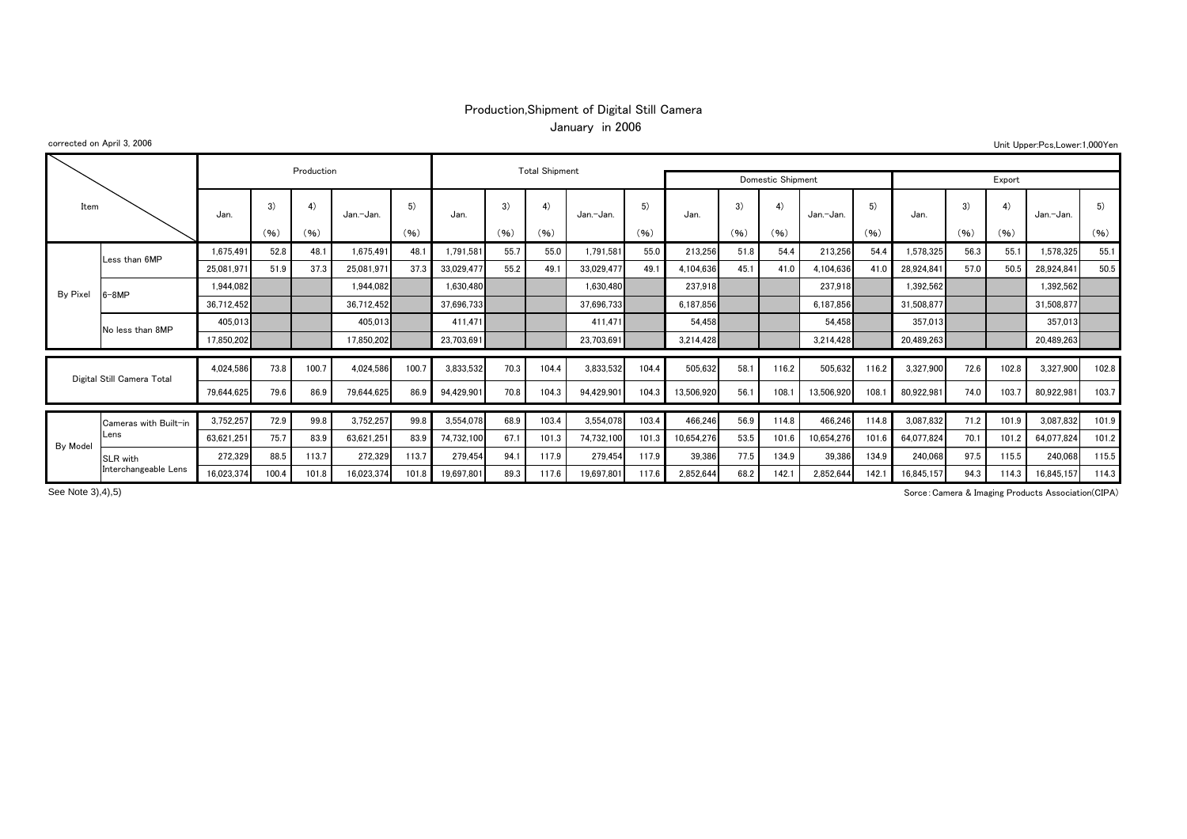# Production,Shipment of Digital Still Camera

January in 2006

corrected on April 3, 2006

Unit Upper:Pcs,Lower:1,000Yen

| Item | | Production | | | | | Total Shipment | | | | | Domestic Shipment | | | | | Export | | | | |
|---|---|---|---|---|---|---|---|---|---|---|---|---|---|---|---|---|---|---|---|---|---|
| | | Jan. | 3) (%) | 4) (%) | Jan.-Jan. | 5) (%) | Jan. | 3) (%) | 4) (%) | Jan.-Jan. | 5) (%) | Jan. | 3) (%) | 4) (%) | Jan.-Jan. | 5) (%) | Jan. | 3) (%) | 4) (%) | Jan.-Jan. | 5) (%) |
| By Pixel | Less than 6MP | 1,675,491 | 52.8 | 48.1 | 1,675,491 | 48.1 | 1,791,581 | 55.7 | 55.0 | 1,791,581 | 55.0 | 213,256 | 51.8 | 54.4 | 213,256 | 54.4 | 1,578,325 | 56.3 | 55.1 | 1,578,325 | 55.1 |
| | | 25,081,971 | 51.9 | 37.3 | 25,081,971 | 37.3 | 33,029,477 | 55.2 | 49.1 | 33,029,477 | 49.1 | 4,104,636 | 45.1 | 41.0 | 4,104,636 | 41.0 | 28,924,841 | 57.0 | 50.5 | 28,924,841 | 50.5 |
| | 6-8MP | 1,944,082 | | | 1,944,082 | | 1,630,480 | | | 1,630,480 | | 237,918 | | | 237,918 | | 1,392,562 | | | 1,392,562 | |
| | | 36,712,452 | | | 36,712,452 | | 37,696,733 | | | 37,696,733 | | 6,187,856 | | | 6,187,856 | | 31,508,877 | | | 31,508,877 | |
| | No less than 8MP | 405,013 | | | 405,013 | | 411,471 | | | 411,471 | | 54,458 | | | 54,458 | | 357,013 | | | 357,013 | |
| | | 17,850,202 | | | 17,850,202 | | 23,703,691 | | | 23,703,691 | | 3,214,428 | | | 3,214,428 | | 20,489,263 | | | 20,489,263 | |
| Digital Still Camera Total | | 4,024,586 | 73.8 | 100.7 | 4,024,586 | 100.7 | 3,833,532 | 70.3 | 104.4 | 3,833,532 | 104.4 | 505,632 | 58.1 | 116.2 | 505,632 | 116.2 | 3,327,900 | 72.6 | 102.8 | 3,327,900 | 102.8 |
| | | 79,644,625 | 79.6 | 86.9 | 79,644,625 | 86.9 | 94,429,901 | 70.8 | 104.3 | 94,429,901 | 104.3 | 13,506,920 | 56.1 | 108.1 | 13,506,920 | 108.1 | 80,922,981 | 74.0 | 103.7 | 80,922,981 | 103.7 |
| By Model | Cameras with Built-in Lens | 3,752,257 | 72.9 | 99.8 | 3,752,257 | 99.8 | 3,554,078 | 68.9 | 103.4 | 3,554,078 | 103.4 | 466,246 | 56.9 | 114.8 | 466,246 | 114.8 | 3,087,832 | 71.2 | 101.9 | 3,087,832 | 101.9 |
| | | 63,621,251 | 75.7 | 83.9 | 63,621,251 | 83.9 | 74,732,100 | 67.1 | 101.3 | 74,732,100 | 101.3 | 10,654,276 | 53.5 | 101.6 | 10,654,276 | 101.6 | 64,077,824 | 70.1 | 101.2 | 64,077,824 | 101.2 |
| | SLR with Interchangeable Lens | 272,329 | 88.5 | 113.7 | 272,329 | 113.7 | 279,454 | 94.1 | 117.9 | 279,454 | 117.9 | 39,386 | 77.5 | 134.9 | 39,386 | 134.9 | 240,068 | 97.5 | 115.5 | 240,068 | 115.5 |
| | | 16,023,374 | 100.4 | 101.8 | 16,023,374 | 101.8 | 19,697,801 | 89.3 | 117.6 | 19,697,801 | 117.6 | 2,852,644 | 68.2 | 142.1 | 2,852,644 | 142.1 | 16,845,157 | 94.3 | 114.3 | 16,845,157 | 114.3 |

See Note 3),4),5)

Sorce:Camera & Imaging Products Association(CIPA)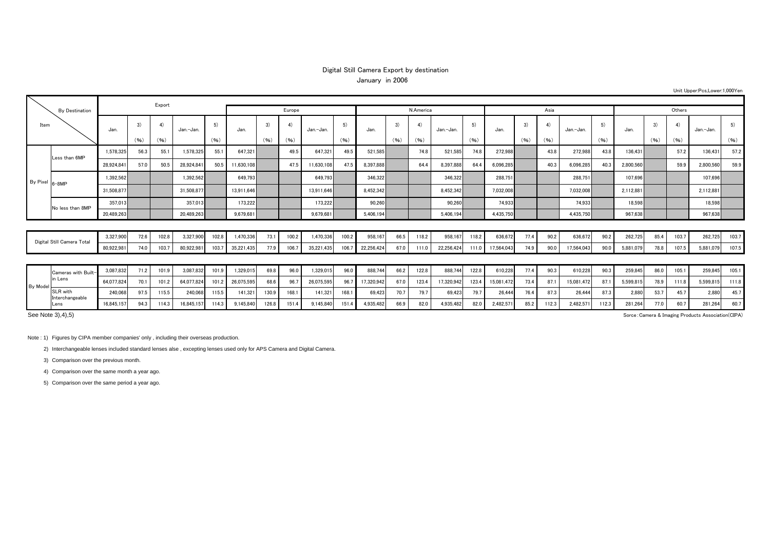# Digital Still Camera Export by destination

January in 2006

Unit Upper:Pcs,Lower:1,000Yen

| By Destination / Item | | Export Jan. | 3) (%) | 4) (%) | Export Jan.-Jan. | 5) (%) | Europe Jan. | 3) (%) | 4) (%) | Europe Jan.-Jan. | 5) (%) | N.America Jan. | 3) (%) | 4) (%) | N.America Jan.-Jan. | 5) (%) | Asia Jan. | 3) (%) | 4) (%) | Asia Jan.-Jan. | 5) (%) | Others Jan. | 3) (%) | 4) (%) | Others Jan.-Jan. | 5) (%) |
|---|---|---|---|---|---|---|---|---|---|---|---|---|---|---|---|---|---|---|---|---|---|---|---|---|---|---|
| By Pixel | Less than 6MP | 1,578,325 | 56.3 | 55.1 | 1,578,325 | 55.1 | 647,321 | | 49.5 | 647,321 | 49.5 | 521,585 | | 74.8 | 521,585 | 74.8 | 272,988 | | 43.8 | 272,988 | 43.8 | 136,431 | | 57.2 | 136,431 | 57.2 |
| | | 28,924,841 | 57.0 | 50.5 | 28,924,841 | 50.5 | 11,630,108 | | 47.5 | 11,630,108 | 47.5 | 8,397,888 | | 64.4 | 8,397,888 | 64.4 | 6,096,285 | | 40.3 | 6,096,285 | 40.3 | 2,800,560 | | 59.9 | 2,800,560 | 59.9 |
| | 6-8MP | 1,392,562 | | | 1,392,562 | | 649,793 | | | 649,793 | | 346,322 | | | 346,322 | | 288,751 | | | 288,751 | | 107,696 | | | 107,696 | |
| | | 31,508,877 | | | 31,508,877 | | 13,911,646 | | | 13,911,646 | | 8,452,342 | | | 8,452,342 | | 7,032,008 | | | 7,032,008 | | 2,112,881 | | | 2,112,881 | |
| | No less than 8MP | 357,013 | | | 357,013 | | 173,222 | | | 173,222 | | 90,260 | | | 90,260 | | 74,933 | | | 74,933 | | 18,598 | | | 18,598 | |
| | | 20,489,263 | | | 20,489,263 | | 9,679,681 | | | 9,679,681 | | 5,406,194 | | | 5,406,194 | | 4,435,750 | | | 4,435,750 | | 967,638 | | | 967,638 | |
| Digital Still Camera Total | | 3,327,900 | 72.6 | 102.8 | 3,327,900 | 102.8 | 1,470,336 | 73.1 | 100.2 | 1,470,336 | 100.2 | 958,167 | 66.5 | 118.2 | 958,167 | 118.2 | 636,672 | 77.4 | 90.2 | 636,672 | 90.2 | 262,725 | 85.4 | 103.7 | 262,725 | 103.7 |
| | | 80,922,981 | 74.0 | 103.7 | 80,922,981 | 103.7 | 35,221,435 | 77.9 | 106.7 | 35,221,435 | 106.7 | 22,256,424 | 67.0 | 111.0 | 22,256,424 | 111.0 | 17,564,043 | 74.9 | 90.0 | 17,564,043 | 90.0 | 5,881,079 | 78.8 | 107.5 | 5,881,079 | 107.5 |
| By Model | Cameras with Built-in Lens | 3,087,832 | 71.2 | 101.9 | 3,087,832 | 101.9 | 1,329,015 | 69.8 | 96.0 | 1,329,015 | 96.0 | 888,744 | 66.2 | 122.8 | 888,744 | 122.8 | 610,228 | 77.4 | 90.3 | 610,228 | 90.3 | 259,845 | 86.0 | 105.1 | 259,845 | 105.1 |
| | | 64,077,824 | 70.1 | 101.2 | 64,077,824 | 101.2 | 26,075,595 | 68.6 | 96.7 | 26,075,595 | 96.7 | 17,320,942 | 67.0 | 123.4 | 17,320,942 | 123.4 | 15,081,472 | 73.4 | 87.1 | 15,081,472 | 87.1 | 5,599,815 | 78.9 | 111.8 | 5,599,815 | 111.8 |
| | SLR with Interchangeable Lens | 240,068 | 97.5 | 115.5 | 240,068 | 115.5 | 141,321 | 130.9 | 168.1 | 141,321 | 168.1 | 69,423 | 70.7 | 79.7 | 69,423 | 79.7 | 26,444 | 76.4 | 87.3 | 26,444 | 87.3 | 2,880 | 53.7 | 45.7 | 2,880 | 45.7 |
| | | 16,845,157 | 94.3 | 114.3 | 16,845,157 | 114.3 | 9,145,840 | 126.8 | 151.4 | 9,145,840 | 151.4 | 4,935,482 | 66.9 | 82.0 | 4,935,482 | 82.0 | 2,482,571 | 85.2 | 112.3 | 2,482,571 | 112.3 | 281,264 | 77.0 | 60.7 | 281,264 | 60.7 |

See Note 3),4),5)

Sorce:Camera & Imaging Products Association(CIPA)

Note : 1) Figures by CIPA member companies' only , including their overseas production.

2) Interchangeable lenses included standard lenses alse , excepting lenses used only for APS Camera and Digital Camera.

3) Comparison over the previous month.

4) Comparison over the same month a year ago.

5) Comparison over the same period a year ago.